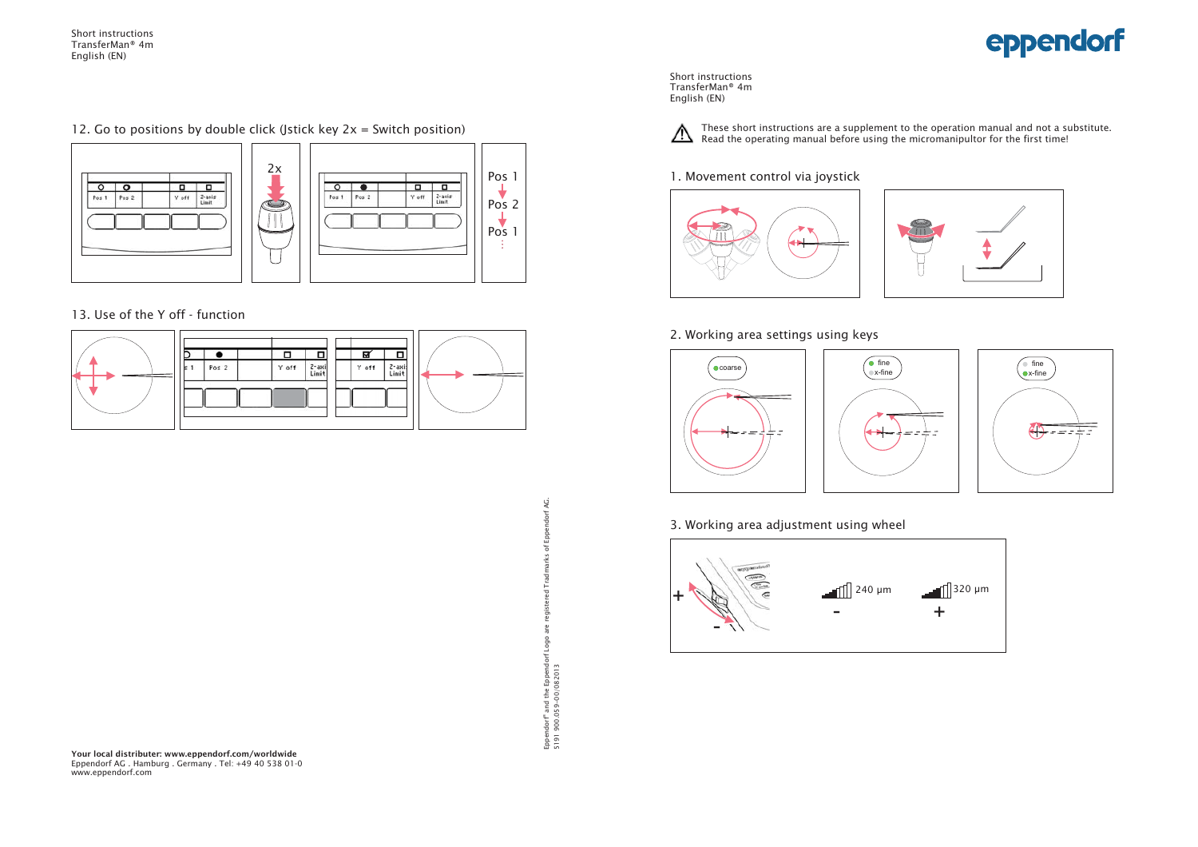Short instructions
TransferMan® 4m
English (EN)

eppendorf

Short instructions
TransferMan® 4m
English (EN)

⚠ These short instructions are a supplement to the operation manual and not a substitute. Read the operating manual before using the micromanipultor for the first time!

## 1. Movement control via joystick

## 2. Working area settings using keys

coarse

fine
x-fine

fine
x-fine

## 3. Working area adjustment using wheel

\+

\-

240 µm

\-

320 µm

\+

## 12. Go to positions by double click (Jstick key 2x = Switch position)

Pos 1 | Pos 2 | Y off | Z-axis Limit

2x

Pos 1 | Pos 2 | Y off | Z-axis Limit

Pos 1
Pos 2
Pos 1
⋮

## 13. Use of the Y off - function

Pos 2 | Y off | Z-axis Limit

Y off | Z-axis Limit

Eppendorf® and the Eppendorf Logo are registered Trademarks of Eppendorf AG.
5191 900.059-00/082013

**Your local distributer: www.eppendorf.com/worldwide**
Eppendorf AG . Hamburg . Germany . Tel: +49 40 538 01-0
www.eppendorf.com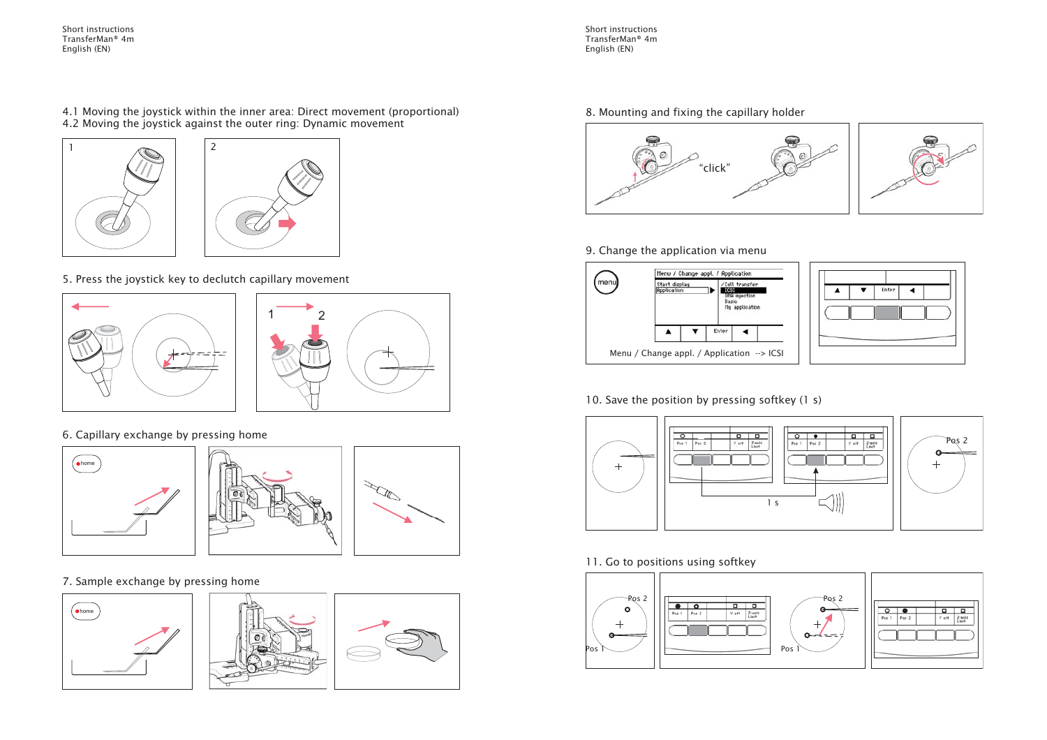4.1 Moving the joystick within the inner area: Direct movement (proportional)
4.2 Moving the joystick against the outer ring: Dynamic movement

1

2

5. Press the joystick key to declutch capillary movement

1

2

6. Capillary exchange by pressing home

home

7. Sample exchange by pressing home

home

8. Mounting and fixing the capillary holder

"click"

9. Change the application via menu

menu

Menu / Change appl. / Application

Start display
Application

✓Cell transfer
ICSI
DNA injection
Basic
My application

Enter

Menu / Change appl. / Application --> ICSI

Enter

10. Save the position by pressing softkey (1 s)

Pos 1 Pos 2 Y off Z-axis Limit

1 s

Pos 2

11. Go to positions using softkey

Pos 2

Pos 1

Pos 1 Pos 2 Y off Z-axis Limit

Pos 2

Pos 1